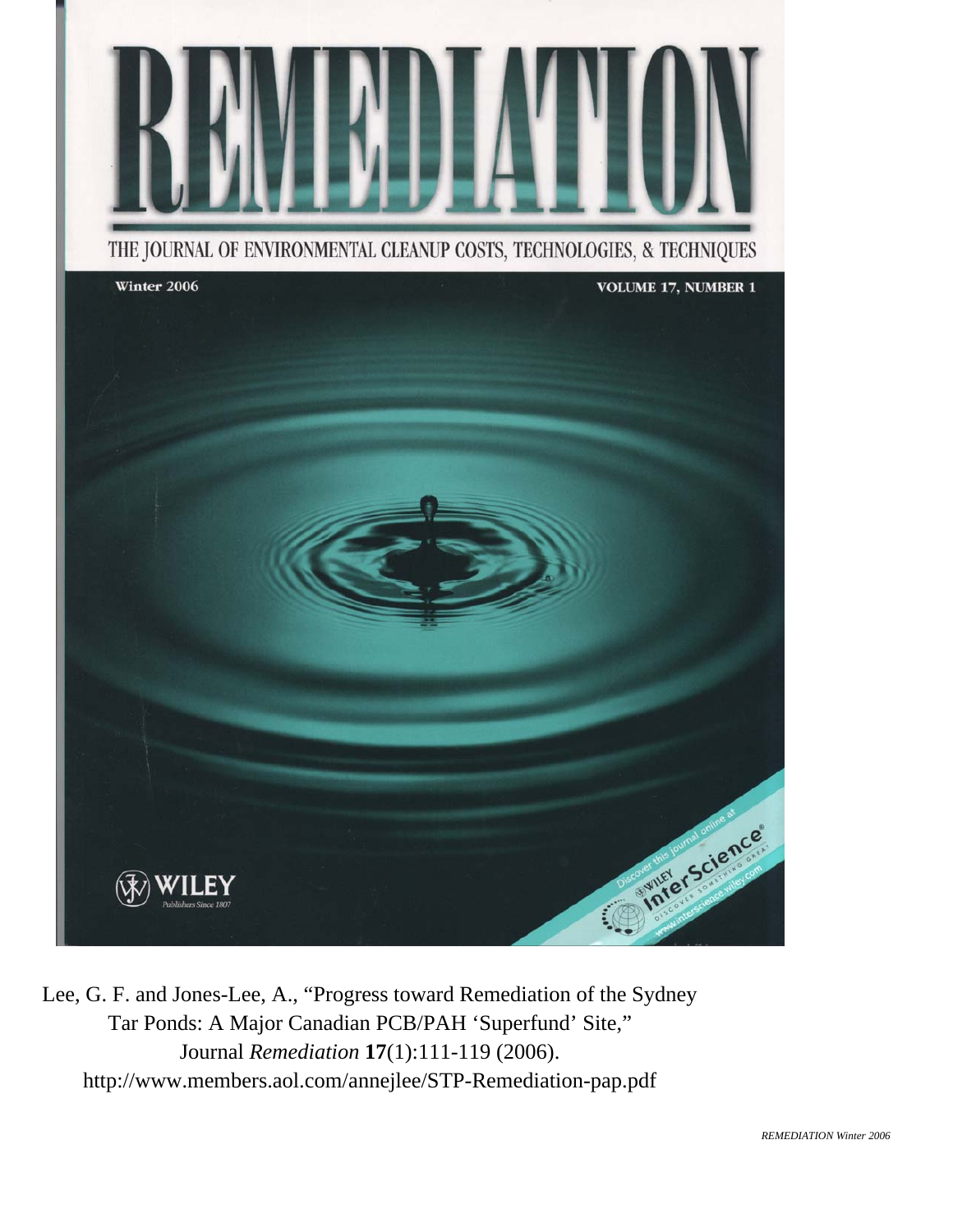# REMEDIATION

THE JOURNAL OF ENVIRONMENTAL CLEANUP COSTS, TECHNOLOGIES, & TECHNIQUES

Winter 2006

VOLUME 17, NUMBER 1

WILEY

Publishers Since 1807

Discover this journal online at Wiley InterScience

www.interscience.wiley.com

Lee, G. F. and Jones-Lee, A., "Progress toward Remediation of the Sydney Tar Ponds: A Major Canadian PCB/PAH 'Superfund' Site," Journal *Remediation* **17**(1):111-119 (2006).
http://www.members.aol.com/annejlee/STP-Remediation-pap.pdf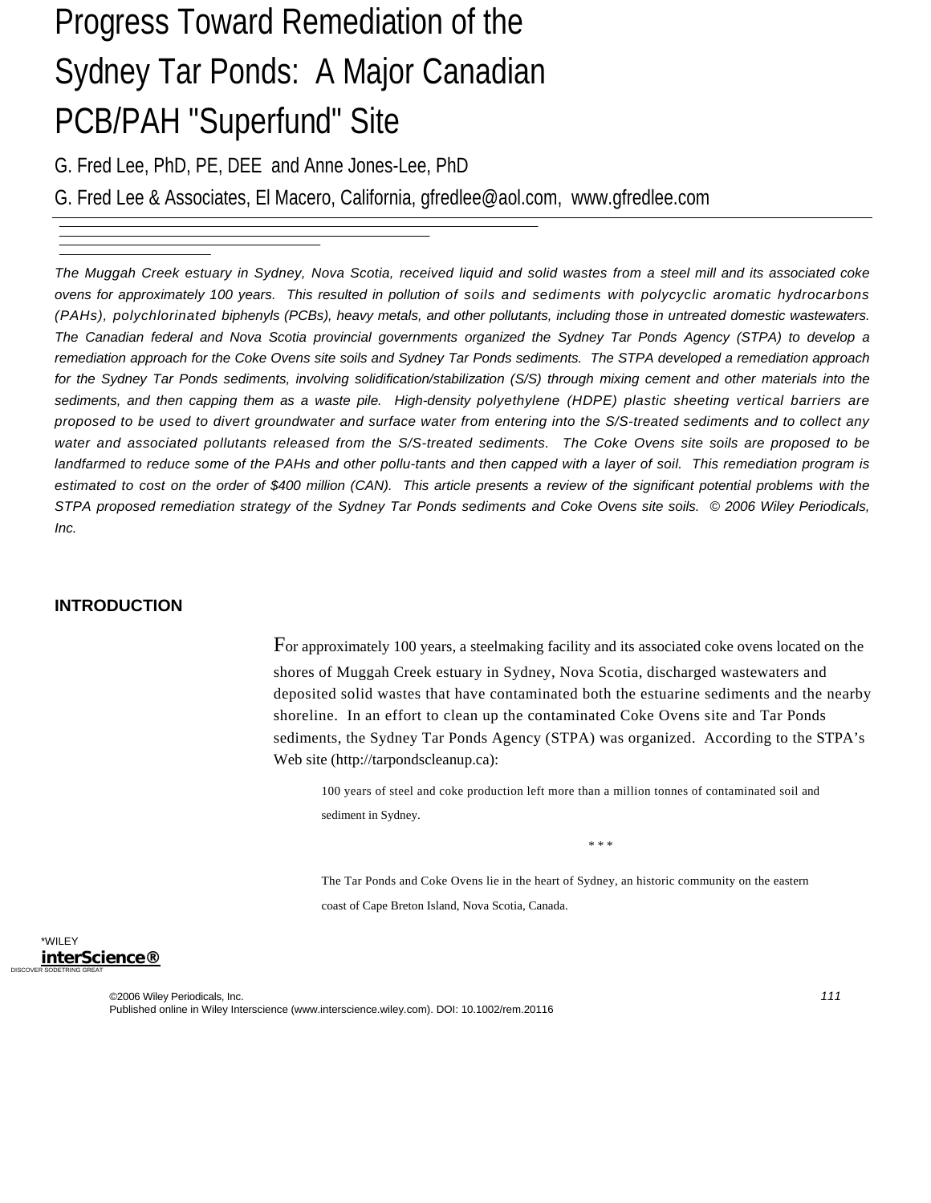# Progress Toward Remediation of the Sydney Tar Ponds: A Major Canadian PCB/PAH "Superfund" Site

G. Fred Lee, PhD, PE, DEE and Anne Jones-Lee, PhD

G. Fred Lee & Associates, El Macero, California, gfredlee@aol.com, www.gfredlee.com

*The Muggah Creek estuary in Sydney, Nova Scotia, received liquid and solid wastes from a steel mill and its associated coke ovens for approximately 100 years. This resulted in pollution of soils and sediments with polycyclic aromatic hydrocarbons (PAHs), polychlorinated biphenyls (PCBs), heavy metals, and other pollutants, including those in untreated domestic wastewaters. The Canadian federal and Nova Scotia provincial governments organized the Sydney Tar Ponds Agency (STPA) to develop a remediation approach for the Coke Ovens site soils and Sydney Tar Ponds sediments. The STPA developed a remediation approach for the Sydney Tar Ponds sediments, involving solidification/stabilization (S/S) through mixing cement and other materials into the sediments, and then capping them as a waste pile. High-density polyethylene (HDPE) plastic sheeting vertical barriers are proposed to be used to divert groundwater and surface water from entering into the S/S-treated sediments and to collect any water and associated pollutants released from the S/S-treated sediments. The Coke Ovens site soils are proposed to be landfarmed to reduce some of the PAHs and other pollu-tants and then capped with a layer of soil. This remediation program is estimated to cost on the order of $400 million (CAN). This article presents a review of the significant potential problems with the STPA proposed remediation strategy of the Sydney Tar Ponds sediments and Coke Ovens site soils. © 2006 Wiley Periodicals, Inc.*

## INTRODUCTION

For approximately 100 years, a steelmaking facility and its associated coke ovens located on the shores of Muggah Creek estuary in Sydney, Nova Scotia, discharged wastewaters and deposited solid wastes that have contaminated both the estuarine sediments and the nearby shoreline. In an effort to clean up the contaminated Coke Ovens site and Tar Ponds sediments, the Sydney Tar Ponds Agency (STPA) was organized. According to the STPA's Web site (http://tarpondscleanup.ca):

> 100 years of steel and coke production left more than a million tonnes of contaminated soil and sediment in Sydney.
>
> \* \* \*
>
> The Tar Ponds and Coke Ovens lie in the heart of Sydney, an historic community on the eastern coast of Cape Breton Island, Nova Scotia, Canada.

©2006 Wiley Periodicals, Inc.
Published online in Wiley Interscience (www.interscience.wiley.com). DOI: 10.1002/rem.20116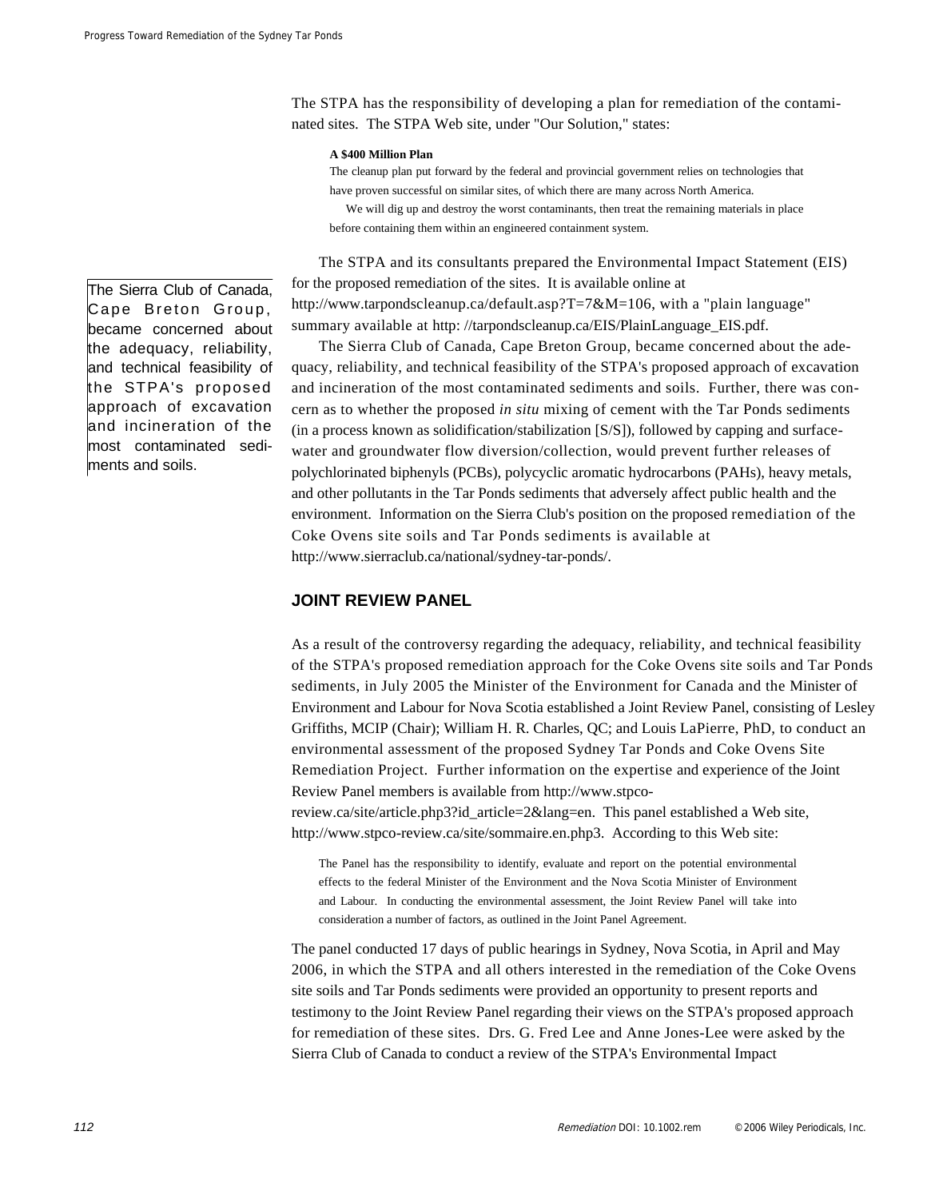The STPA has the responsibility of developing a plan for remediation of the contaminated sites. The STPA Web site, under "Our Solution," states:

> **A $400 Million Plan**
>
> The cleanup plan put forward by the federal and provincial government relies on technologies that have proven successful on similar sites, of which there are many across North America.
>
> We will dig up and destroy the worst contaminants, then treat the remaining materials in place before containing them within an engineered containment system.

The STPA and its consultants prepared the Environmental Impact Statement (EIS) for the proposed remediation of the sites. It is available online at http://www.tarpondscleanup.ca/default.asp?T=7&M=106, with a "plain language" summary available at http: //tarpondscleanup.ca/EIS/PlainLanguage_EIS.pdf.

The Sierra Club of Canada, Cape Breton Group, became concerned about the adequacy, reliability, and technical feasibility of the STPA's proposed approach of excavation and incineration of the most contaminated sediments and soils. Further, there was concern as to whether the proposed *in situ* mixing of cement with the Tar Ponds sediments (in a process known as solidification/stabilization [S/S]), followed by capping and surface-water and groundwater flow diversion/collection, would prevent further releases of polychlorinated biphenyls (PCBs), polycyclic aromatic hydrocarbons (PAHs), heavy metals, and other pollutants in the Tar Ponds sediments that adversely affect public health and the environment. Information on the Sierra Club's position on the proposed remediation of the Coke Ovens site soils and Tar Ponds sediments is available at http://www.sierraclub.ca/national/sydney-tar-ponds/.

## JOINT REVIEW PANEL

As a result of the controversy regarding the adequacy, reliability, and technical feasibility of the STPA's proposed remediation approach for the Coke Ovens site soils and Tar Ponds sediments, in July 2005 the Minister of the Environment for Canada and the Minister of Environment and Labour for Nova Scotia established a Joint Review Panel, consisting of Lesley Griffiths, MCIP (Chair); William H. R. Charles, QC; and Louis LaPierre, PhD, to conduct an environmental assessment of the proposed Sydney Tar Ponds and Coke Ovens Site Remediation Project. Further information on the expertise and experience of the Joint Review Panel members is available from http://www.stpco-review.ca/site/article.php3?id_article=2&lang=en. This panel established a Web site, http://www.stpco-review.ca/site/sommaire.en.php3. According to this Web site:

> The Panel has the responsibility to identify, evaluate and report on the potential environmental effects to the federal Minister of the Environment and the Nova Scotia Minister of Environment and Labour. In conducting the environmental assessment, the Joint Review Panel will take into consideration a number of factors, as outlined in the Joint Panel Agreement.

The panel conducted 17 days of public hearings in Sydney, Nova Scotia, in April and May 2006, in which the STPA and all others interested in the remediation of the Coke Ovens site soils and Tar Ponds sediments were provided an opportunity to present reports and testimony to the Joint Review Panel regarding their views on the STPA's proposed approach for remediation of these sites. Drs. G. Fred Lee and Anne Jones-Lee were asked by the Sierra Club of Canada to conduct a review of the STPA's Environmental Impact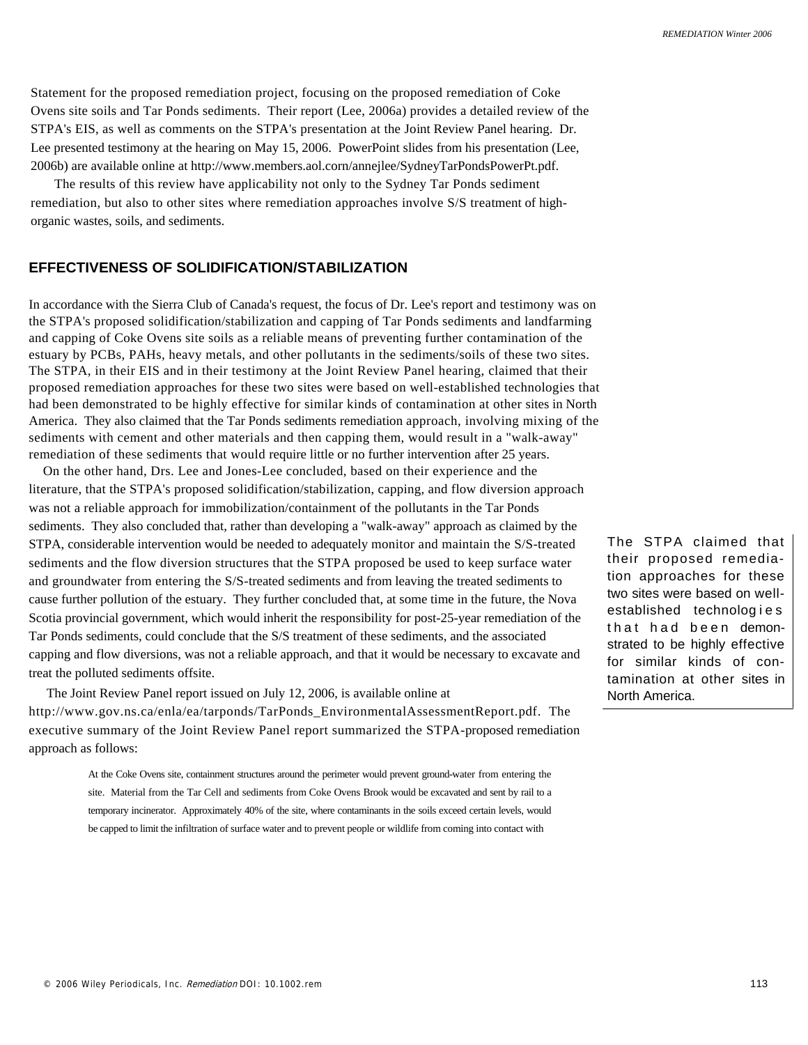Statement for the proposed remediation project, focusing on the proposed remediation of Coke Ovens site soils and Tar Ponds sediments. Their report (Lee, 2006a) provides a detailed review of the STPA's EIS, as well as comments on the STPA's presentation at the Joint Review Panel hearing. Dr. Lee presented testimony at the hearing on May 15, 2006. PowerPoint slides from his presentation (Lee, 2006b) are available online at http://www.members.aol.corn/annejlee/SydneyTarPondsPowerPt.pdf.

The results of this review have applicability not only to the Sydney Tar Ponds sediment remediation, but also to other sites where remediation approaches involve S/S treatment of high-organic wastes, soils, and sediments.

## EFFECTIVENESS OF SOLIDIFICATION/STABILIZATION

In accordance with the Sierra Club of Canada's request, the focus of Dr. Lee's report and testimony was on the STPA's proposed solidification/stabilization and capping of Tar Ponds sediments and landfarming and capping of Coke Ovens site soils as a reliable means of preventing further contamination of the estuary by PCBs, PAHs, heavy metals, and other pollutants in the sediments/soils of these two sites. The STPA, in their EIS and in their testimony at the Joint Review Panel hearing, claimed that their proposed remediation approaches for these two sites were based on well-established technologies that had been demonstrated to be highly effective for similar kinds of contamination at other sites in North America. They also claimed that the Tar Ponds sediments remediation approach, involving mixing of the sediments with cement and other materials and then capping them, would result in a "walk-away" remediation of these sediments that would require little or no further intervention after 25 years.

On the other hand, Drs. Lee and Jones-Lee concluded, based on their experience and the literature, that the STPA's proposed solidification/stabilization, capping, and flow diversion approach was not a reliable approach for immobilization/containment of the pollutants in the Tar Ponds sediments. They also concluded that, rather than developing a "walk-away" approach as claimed by the STPA, considerable intervention would be needed to adequately monitor and maintain the S/S-treated sediments and the flow diversion structures that the STPA proposed be used to keep surface water and groundwater from entering the S/S-treated sediments and from leaving the treated sediments to cause further pollution of the estuary. They further concluded that, at some time in the future, the Nova Scotia provincial government, which would inherit the responsibility for post-25-year remediation of the Tar Ponds sediments, could conclude that the S/S treatment of these sediments, and the associated capping and flow diversions, was not a reliable approach, and that it would be necessary to excavate and treat the polluted sediments offsite.

The STPA claimed that their proposed remediation approaches for these two sites were based on well-established technologies that had been demonstrated to be highly effective for similar kinds of contamination at other sites in North America.

The Joint Review Panel report issued on July 12, 2006, is available online at http://www.gov.ns.ca/enla/ea/tarponds/TarPonds_EnvironmentalAssessmentReport.pdf. The executive summary of the Joint Review Panel report summarized the STPA-proposed remediation approach as follows:

> At the Coke Ovens site, containment structures around the perimeter would prevent ground-water from entering the site. Material from the Tar Cell and sediments from Coke Ovens Brook would be excavated and sent by rail to a temporary incinerator. Approximately 40% of the site, where contaminants in the soils exceed certain levels, would be capped to limit the infiltration of surface water and to prevent people or wildlife from coming into contact with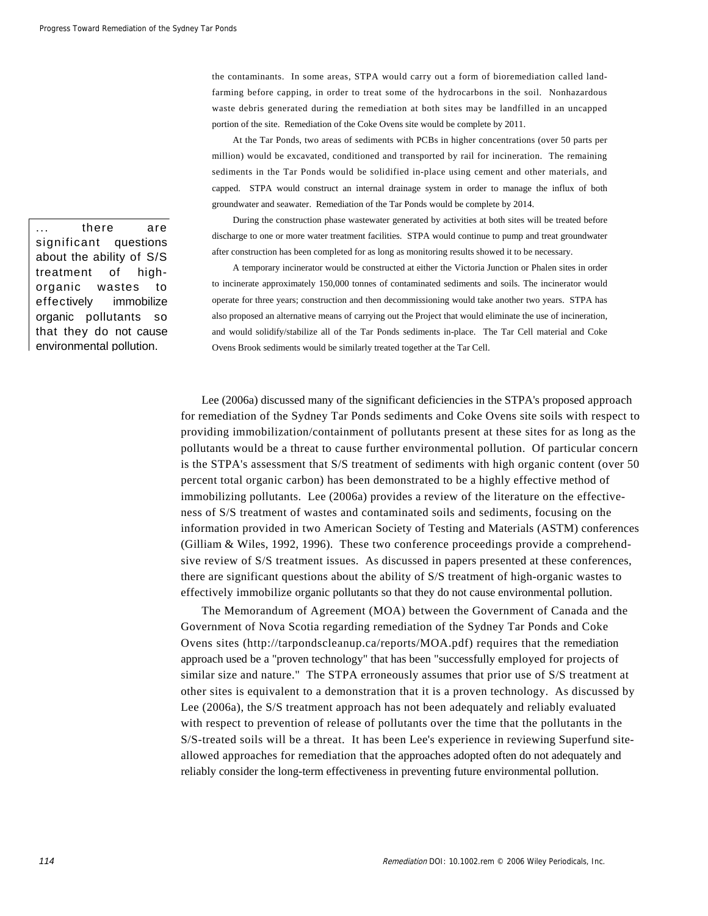the contaminants. In some areas, STPA would carry out a form of bioremediation called land-farming before capping, in order to treat some of the hydrocarbons in the soil. Nonhazardous waste debris generated during the remediation at both sites may be landfilled in an uncapped portion of the site. Remediation of the Coke Ovens site would be complete by 2011.

At the Tar Ponds, two areas of sediments with PCBs in higher concentrations (over 50 parts per million) would be excavated, conditioned and transported by rail for incineration. The remaining sediments in the Tar Ponds would be solidified in-place using cement and other materials, and capped. STPA would construct an internal drainage system in order to manage the influx of both groundwater and seawater. Remediation of the Tar Ponds would be complete by 2014.

During the construction phase wastewater generated by activities at both sites will be treated before discharge to one or more water treatment facilities. STPA would continue to pump and treat groundwater after construction has been completed for as long as monitoring results showed it to be necessary.

A temporary incinerator would be constructed at either the Victoria Junction or Phalen sites in order to incinerate approximately 150,000 tonnes of contaminated sediments and soils. The incinerator would operate for three years; construction and then decommissioning would take another two years. STPA has also proposed an alternative means of carrying out the Project that would eliminate the use of incineration, and would solidify/stabilize all of the Tar Ponds sediments in-place. The Tar Cell material and Coke Ovens Brook sediments would be similarly treated together at the Tar Cell.

> ... there are significant questions about the ability of S/S treatment of high-organic wastes to effectively immobilize organic pollutants so that they do not cause environmental pollution.

Lee (2006a) discussed many of the significant deficiencies in the STPA's proposed approach for remediation of the Sydney Tar Ponds sediments and Coke Ovens site soils with respect to providing immobilization/containment of pollutants present at these sites for as long as the pollutants would be a threat to cause further environmental pollution. Of particular concern is the STPA's assessment that S/S treatment of sediments with high organic content (over 50 percent total organic carbon) has been demonstrated to be a highly effective method of immobilizing pollutants. Lee (2006a) provides a review of the literature on the effectiveness of S/S treatment of wastes and contaminated soils and sediments, focusing on the information provided in two American Society of Testing and Materials (ASTM) conferences (Gilliam & Wiles, 1992, 1996). These two conference proceedings provide a comprehensive review of S/S treatment issues. As discussed in papers presented at these conferences, there are significant questions about the ability of S/S treatment of high-organic wastes to effectively immobilize organic pollutants so that they do not cause environmental pollution.

The Memorandum of Agreement (MOA) between the Government of Canada and the Government of Nova Scotia regarding remediation of the Sydney Tar Ponds and Coke Ovens sites (http://tarpondscleanup.ca/reports/MOA.pdf) requires that the remediation approach used be a "proven technology" that has been "successfully employed for projects of similar size and nature." The STPA erroneously assumes that prior use of S/S treatment at other sites is equivalent to a demonstration that it is a proven technology. As discussed by Lee (2006a), the S/S treatment approach has not been adequately and reliably evaluated with respect to prevention of release of pollutants over the time that the pollutants in the S/S-treated soils will be a threat. It has been Lee's experience in reviewing Superfund site-allowed approaches for remediation that the approaches adopted often do not adequately and reliably consider the long-term effectiveness in preventing future environmental pollution.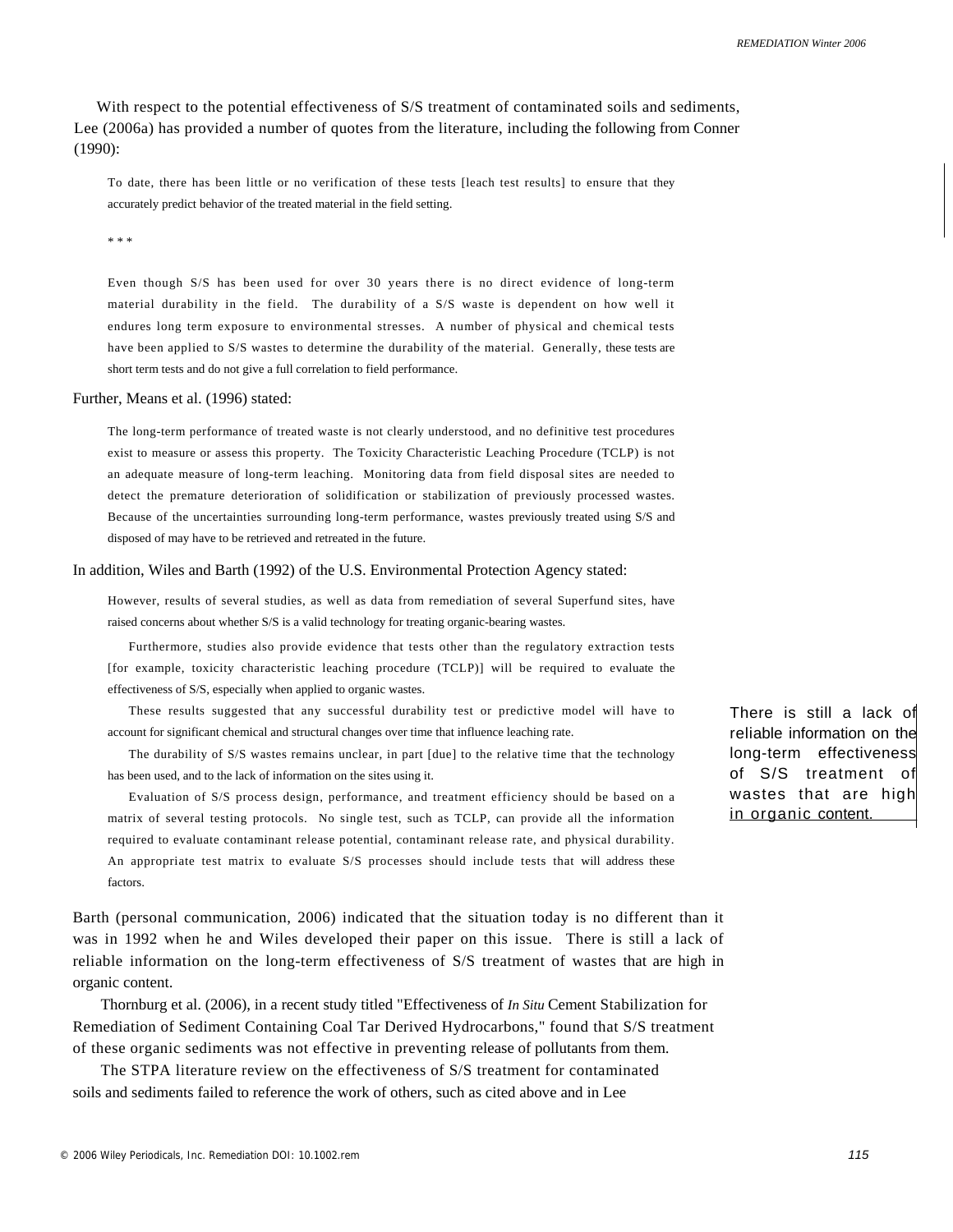With respect to the potential effectiveness of S/S treatment of contaminated soils and sediments, Lee (2006a) has provided a number of quotes from the literature, including the following from Conner (1990):

> To date, there has been little or no verification of these tests [leach test results] to ensure that they accurately predict behavior of the treated material in the field setting.
>
> * * *
>
> Even though S/S has been used for over 30 years there is no direct evidence of long-term material durability in the field. The durability of a S/S waste is dependent on how well it endures long term exposure to environmental stresses. A number of physical and chemical tests have been applied to S/S wastes to determine the durability of the material. Generally, these tests are short term tests and do not give a full correlation to field performance.

Further, Means et al. (1996) stated:

> The long-term performance of treated waste is not clearly understood, and no definitive test procedures exist to measure or assess this property. The Toxicity Characteristic Leaching Procedure (TCLP) is not an adequate measure of long-term leaching. Monitoring data from field disposal sites are needed to detect the premature deterioration of solidification or stabilization of previously processed wastes. Because of the uncertainties surrounding long-term performance, wastes previously treated using S/S and disposed of may have to be retrieved and retreated in the future.

In addition, Wiles and Barth (1992) of the U.S. Environmental Protection Agency stated:

> However, results of several studies, as well as data from remediation of several Superfund sites, have raised concerns about whether S/S is a valid technology for treating organic-bearing wastes.
>
> Furthermore, studies also provide evidence that tests other than the regulatory extraction tests [for example, toxicity characteristic leaching procedure (TCLP)] will be required to evaluate the effectiveness of S/S, especially when applied to organic wastes.
>
> These results suggested that any successful durability test or predictive model will have to account for significant chemical and structural changes over time that influence leaching rate.
>
> The durability of S/S wastes remains unclear, in part [due] to the relative time that the technology has been used, and to the lack of information on the sites using it.
>
> Evaluation of S/S process design, performance, and treatment efficiency should be based on a matrix of several testing protocols. No single test, such as TCLP, can provide all the information required to evaluate contaminant release potential, contaminant release rate, and physical durability. An appropriate test matrix to evaluate S/S processes should include tests that will address these factors.

Barth (personal communication, 2006) indicated that the situation today is no different than it was in 1992 when he and Wiles developed their paper on this issue. There is still a lack of reliable information on the long-term effectiveness of S/S treatment of wastes that are high in organic content.

Thornburg et al. (2006), in a recent study titled "Effectiveness of *In Situ* Cement Stabilization for Remediation of Sediment Containing Coal Tar Derived Hydrocarbons," found that S/S treatment of these organic sediments was not effective in preventing release of pollutants from them.

The STPA literature review on the effectiveness of S/S treatment for contaminated soils and sediments failed to reference the work of others, such as cited above and in Lee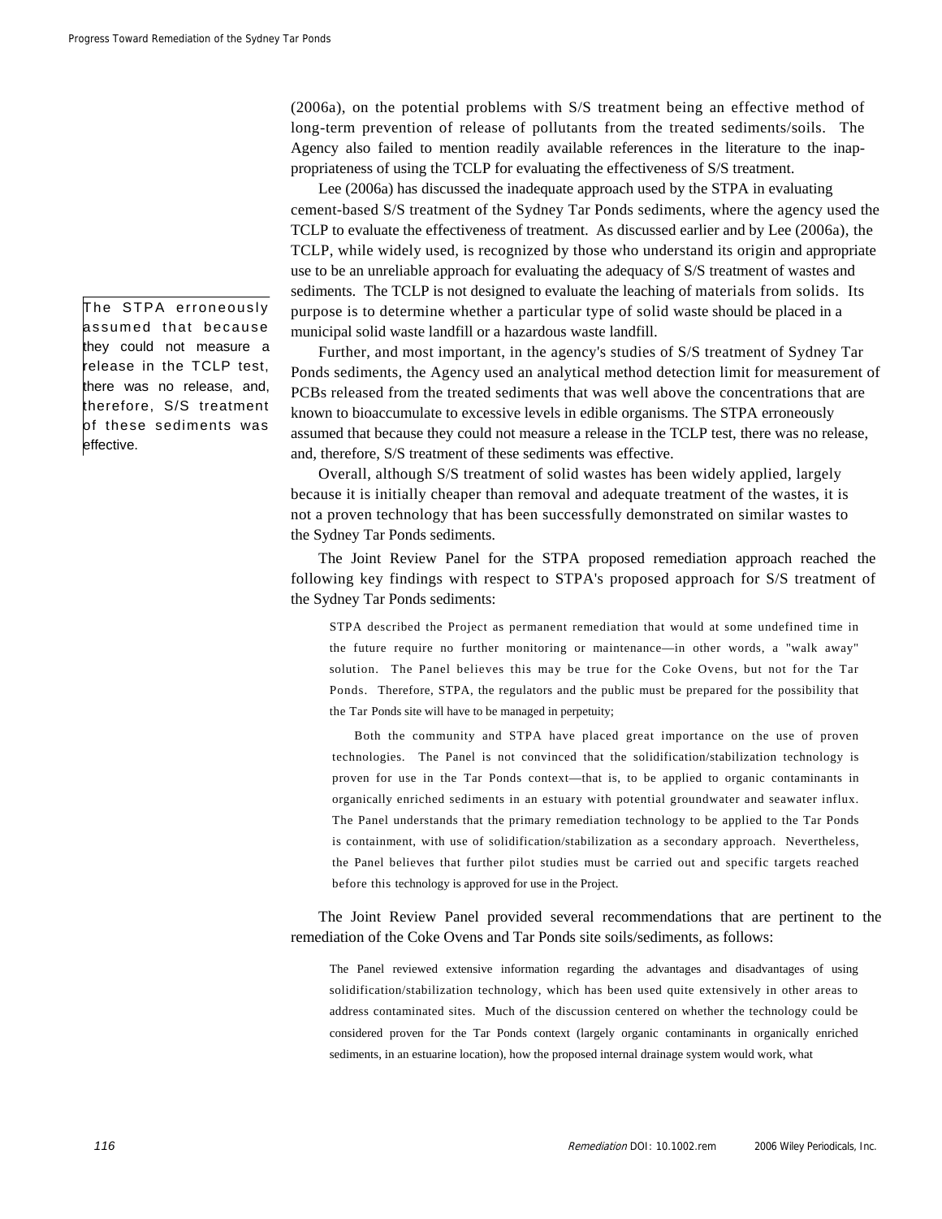(2006a), on the potential problems with S/S treatment being an effective method of long-term prevention of release of pollutants from the treated sediments/soils. The Agency also failed to mention readily available references in the literature to the inappropriateness of using the TCLP for evaluating the effectiveness of S/S treatment.

Lee (2006a) has discussed the inadequate approach used by the STPA in evaluating cement-based S/S treatment of the Sydney Tar Ponds sediments, where the agency used the TCLP to evaluate the effectiveness of treatment. As discussed earlier and by Lee (2006a), the TCLP, while widely used, is recognized by those who understand its origin and appropriate use to be an unreliable approach for evaluating the adequacy of S/S treatment of wastes and sediments. The TCLP is not designed to evaluate the leaching of materials from solids. Its purpose is to determine whether a particular type of solid waste should be placed in a municipal solid waste landfill or a hazardous waste landfill.

Further, and most important, in the agency's studies of S/S treatment of Sydney Tar Ponds sediments, the Agency used an analytical method detection limit for measurement of PCBs released from the treated sediments that was well above the concentrations that are known to bioaccumulate to excessive levels in edible organisms. The STPA erroneously assumed that because they could not measure a release in the TCLP test, there was no release, and, therefore, S/S treatment of these sediments was effective.

Overall, although S/S treatment of solid wastes has been widely applied, largely because it is initially cheaper than removal and adequate treatment of the wastes, it is not a proven technology that has been successfully demonstrated on similar wastes to the Sydney Tar Ponds sediments.

The Joint Review Panel for the STPA proposed remediation approach reached the following key findings with respect to STPA's proposed approach for S/S treatment of the Sydney Tar Ponds sediments:

> STPA described the Project as permanent remediation that would at some undefined time in the future require no further monitoring or maintenance—in other words, a "walk away" solution. The Panel believes this may be true for the Coke Ovens, but not for the Tar Ponds. Therefore, STPA, the regulators and the public must be prepared for the possibility that the Tar Ponds site will have to be managed in perpetuity;
>
> Both the community and STPA have placed great importance on the use of proven technologies. The Panel is not convinced that the solidification/stabilization technology is proven for use in the Tar Ponds context—that is, to be applied to organic contaminants in organically enriched sediments in an estuary with potential groundwater and seawater influx. The Panel understands that the primary remediation technology to be applied to the Tar Ponds is containment, with use of solidification/stabilization as a secondary approach. Nevertheless, the Panel believes that further pilot studies must be carried out and specific targets reached before this technology is approved for use in the Project.

The Joint Review Panel provided several recommendations that are pertinent to the remediation of the Coke Ovens and Tar Ponds site soils/sediments, as follows:

> The Panel reviewed extensive information regarding the advantages and disadvantages of using solidification/stabilization technology, which has been used quite extensively in other areas to address contaminated sites. Much of the discussion centered on whether the technology could be considered proven for the Tar Ponds context (largely organic contaminants in organically enriched sediments, in an estuarine location), how the proposed internal drainage system would work, what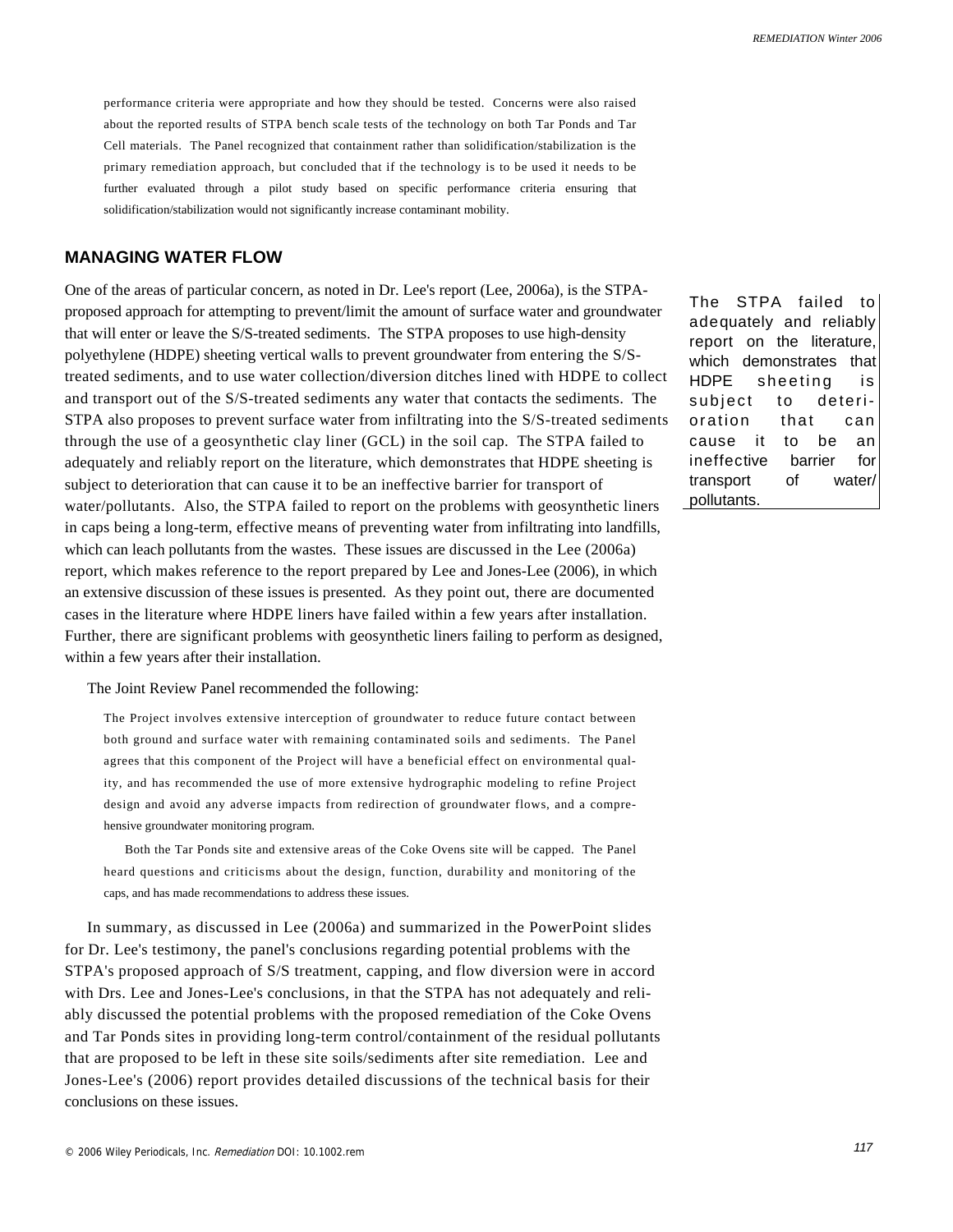> performance criteria were appropriate and how they should be tested. Concerns were also raised about the reported results of STPA bench scale tests of the technology on both Tar Ponds and Tar Cell materials. The Panel recognized that containment rather than solidification/stabilization is the primary remediation approach, but concluded that if the technology is to be used it needs to be further evaluated through a pilot study based on specific performance criteria ensuring that solidification/stabilization would not significantly increase contaminant mobility.

## MANAGING WATER FLOW

One of the areas of particular concern, as noted in Dr. Lee's report (Lee, 2006a), is the STPA-proposed approach for attempting to prevent/limit the amount of surface water and groundwater that will enter or leave the S/S-treated sediments. The STPA proposes to use high-density polyethylene (HDPE) sheeting vertical walls to prevent groundwater from entering the S/S-treated sediments, and to use water collection/diversion ditches lined with HDPE to collect and transport out of the S/S-treated sediments any water that contacts the sediments. The STPA also proposes to prevent surface water from infiltrating into the S/S-treated sediments through the use of a geosynthetic clay liner (GCL) in the soil cap. The STPA failed to adequately and reliably report on the literature, which demonstrates that HDPE sheeting is subject to deterioration that can cause it to be an ineffective barrier for transport of water/pollutants. Also, the STPA failed to report on the problems with geosynthetic liners in caps being a long-term, effective means of preventing water from infiltrating into landfills, which can leach pollutants from the wastes. These issues are discussed in the Lee (2006a) report, which makes reference to the report prepared by Lee and Jones-Lee (2006), in which an extensive discussion of these issues is presented. As they point out, there are documented cases in the literature where HDPE liners have failed within a few years after installation. Further, there are significant problems with geosynthetic liners failing to perform as designed, within a few years after their installation.

The STPA failed to adequately and reliably report on the literature, which demonstrates that HDPE sheeting is subject to deterioration that can cause it to be an ineffective barrier for transport of water/pollutants.

The Joint Review Panel recommended the following:

> The Project involves extensive interception of groundwater to reduce future contact between both ground and surface water with remaining contaminated soils and sediments. The Panel agrees that this component of the Project will have a beneficial effect on environmental quality, and has recommended the use of more extensive hydrographic modeling to refine Project design and avoid any adverse impacts from redirection of groundwater flows, and a comprehensive groundwater monitoring program.
>
> Both the Tar Ponds site and extensive areas of the Coke Ovens site will be capped. The Panel heard questions and criticisms about the design, function, durability and monitoring of the caps, and has made recommendations to address these issues.

In summary, as discussed in Lee (2006a) and summarized in the PowerPoint slides for Dr. Lee's testimony, the panel's conclusions regarding potential problems with the STPA's proposed approach of S/S treatment, capping, and flow diversion were in accord with Drs. Lee and Jones-Lee's conclusions, in that the STPA has not adequately and reliably discussed the potential problems with the proposed remediation of the Coke Ovens and Tar Ponds sites in providing long-term control/containment of the residual pollutants that are proposed to be left in these site soils/sediments after site remediation. Lee and Jones-Lee's (2006) report provides detailed discussions of the technical basis for their conclusions on these issues.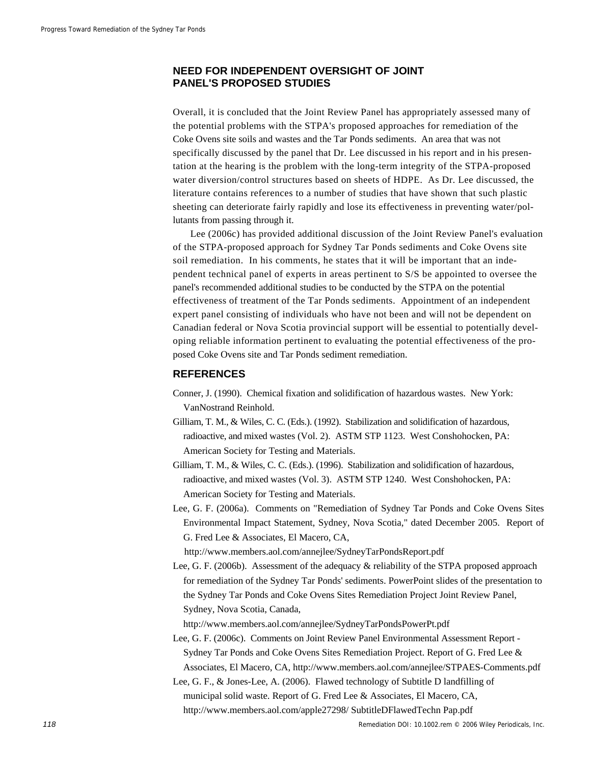## NEED FOR INDEPENDENT OVERSIGHT OF JOINT PANEL'S PROPOSED STUDIES

Overall, it is concluded that the Joint Review Panel has appropriately assessed many of the potential problems with the STPA's proposed approaches for remediation of the Coke Ovens site soils and wastes and the Tar Ponds sediments. An area that was not specifically discussed by the panel that Dr. Lee discussed in his report and in his presentation at the hearing is the problem with the long-term integrity of the STPA-proposed water diversion/control structures based on sheets of HDPE. As Dr. Lee discussed, the literature contains references to a number of studies that have shown that such plastic sheeting can deteriorate fairly rapidly and lose its effectiveness in preventing water/pollutants from passing through it.

Lee (2006c) has provided additional discussion of the Joint Review Panel's evaluation of the STPA-proposed approach for Sydney Tar Ponds sediments and Coke Ovens site soil remediation. In his comments, he states that it will be important that an independent technical panel of experts in areas pertinent to S/S be appointed to oversee the panel's recommended additional studies to be conducted by the STPA on the potential effectiveness of treatment of the Tar Ponds sediments. Appointment of an independent expert panel consisting of individuals who have not been and will not be dependent on Canadian federal or Nova Scotia provincial support will be essential to potentially developing reliable information pertinent to evaluating the potential effectiveness of the proposed Coke Ovens site and Tar Ponds sediment remediation.

## REFERENCES

Conner, J. (1990). Chemical fixation and solidification of hazardous wastes. New York: VanNostrand Reinhold.

Gilliam, T. M., & Wiles, C. C. (Eds.). (1992). Stabilization and solidification of hazardous, radioactive, and mixed wastes (Vol. 2). ASTM STP 1123. West Conshohocken, PA: American Society for Testing and Materials.

Gilliam, T. M., & Wiles, C. C. (Eds.). (1996). Stabilization and solidification of hazardous, radioactive, and mixed wastes (Vol. 3). ASTM STP 1240. West Conshohocken, PA: American Society for Testing and Materials.

Lee, G. F. (2006a). Comments on "Remediation of Sydney Tar Ponds and Coke Ovens Sites Environmental Impact Statement, Sydney, Nova Scotia," dated December 2005. Report of G. Fred Lee & Associates, El Macero, CA, http://www.members.aol.com/annejlee/SydneyTarPondsReport.pdf

Lee, G. F. (2006b). Assessment of the adequacy & reliability of the STPA proposed approach for remediation of the Sydney Tar Ponds' sediments. PowerPoint slides of the presentation to the Sydney Tar Ponds and Coke Ovens Sites Remediation Project Joint Review Panel, Sydney, Nova Scotia, Canada, http://www.members.aol.com/annejlee/SydneyTarPondsPowerPt.pdf

Lee, G. F. (2006c). Comments on Joint Review Panel Environmental Assessment Report - Sydney Tar Ponds and Coke Ovens Sites Remediation Project. Report of G. Fred Lee & Associates, El Macero, CA, http://www.members.aol.com/annejlee/STPAES-Comments.pdf

Lee, G. F., & Jones-Lee, A. (2006). Flawed technology of Subtitle D landfilling of municipal solid waste. Report of G. Fred Lee & Associates, El Macero, CA, http://www.members.aol.com/apple27298/ SubtitleDFlawedTechn Pap.pdf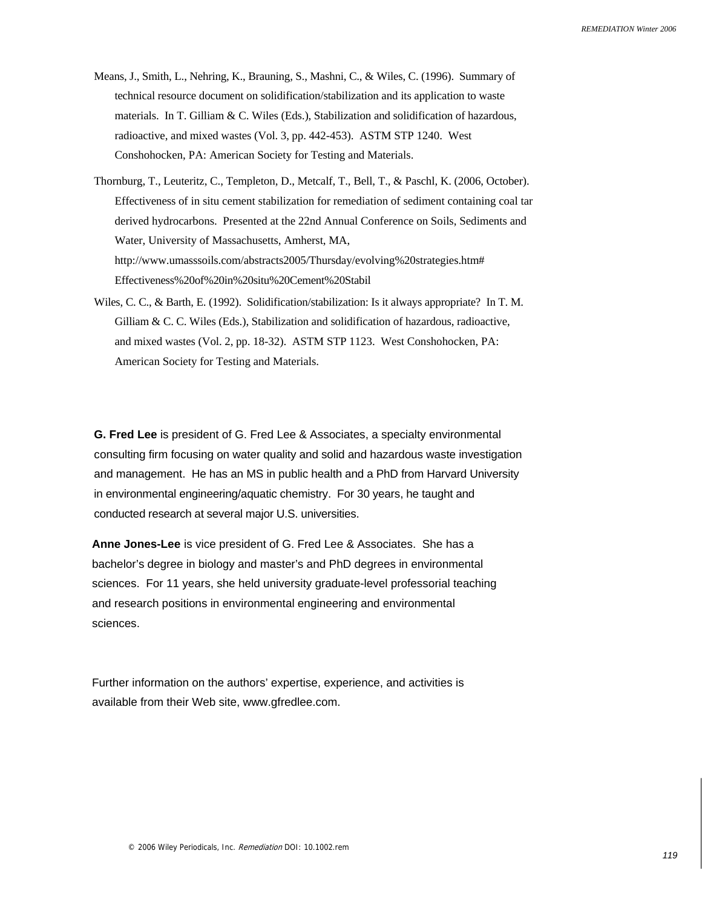Means, J., Smith, L., Nehring, K., Brauning, S., Mashni, C., & Wiles, C. (1996). Summary of technical resource document on solidification/stabilization and its application to waste materials. In T. Gilliam & C. Wiles (Eds.), Stabilization and solidification of hazardous, radioactive, and mixed wastes (Vol. 3, pp. 442-453). ASTM STP 1240. West Conshohocken, PA: American Society for Testing and Materials.

Thornburg, T., Leuteritz, C., Templeton, D., Metcalf, T., Bell, T., & Paschl, K. (2006, October). Effectiveness of in situ cement stabilization for remediation of sediment containing coal tar derived hydrocarbons. Presented at the 22nd Annual Conference on Soils, Sediments and Water, University of Massachusetts, Amherst, MA, http://www.umasssoils.com/abstracts2005/Thursday/evolving%20strategies.htm#Effectiveness%20of%20in%20situ%20Cement%20Stabil

Wiles, C. C., & Barth, E. (1992). Solidification/stabilization: Is it always appropriate? In T. M. Gilliam & C. C. Wiles (Eds.), Stabilization and solidification of hazardous, radioactive, and mixed wastes (Vol. 2, pp. 18-32). ASTM STP 1123. West Conshohocken, PA: American Society for Testing and Materials.

**G. Fred Lee** is president of G. Fred Lee & Associates, a specialty environmental consulting firm focusing on water quality and solid and hazardous waste investigation and management. He has an MS in public health and a PhD from Harvard University in environmental engineering/aquatic chemistry. For 30 years, he taught and conducted research at several major U.S. universities.

**Anne Jones-Lee** is vice president of G. Fred Lee & Associates. She has a bachelor's degree in biology and master's and PhD degrees in environmental sciences. For 11 years, she held university graduate-level professorial teaching and research positions in environmental engineering and environmental sciences.

Further information on the authors' expertise, experience, and activities is available from their Web site, www.gfredlee.com.

© 2006 Wiley Periodicals, Inc. *Remediation* DOI: 10.1002.rem